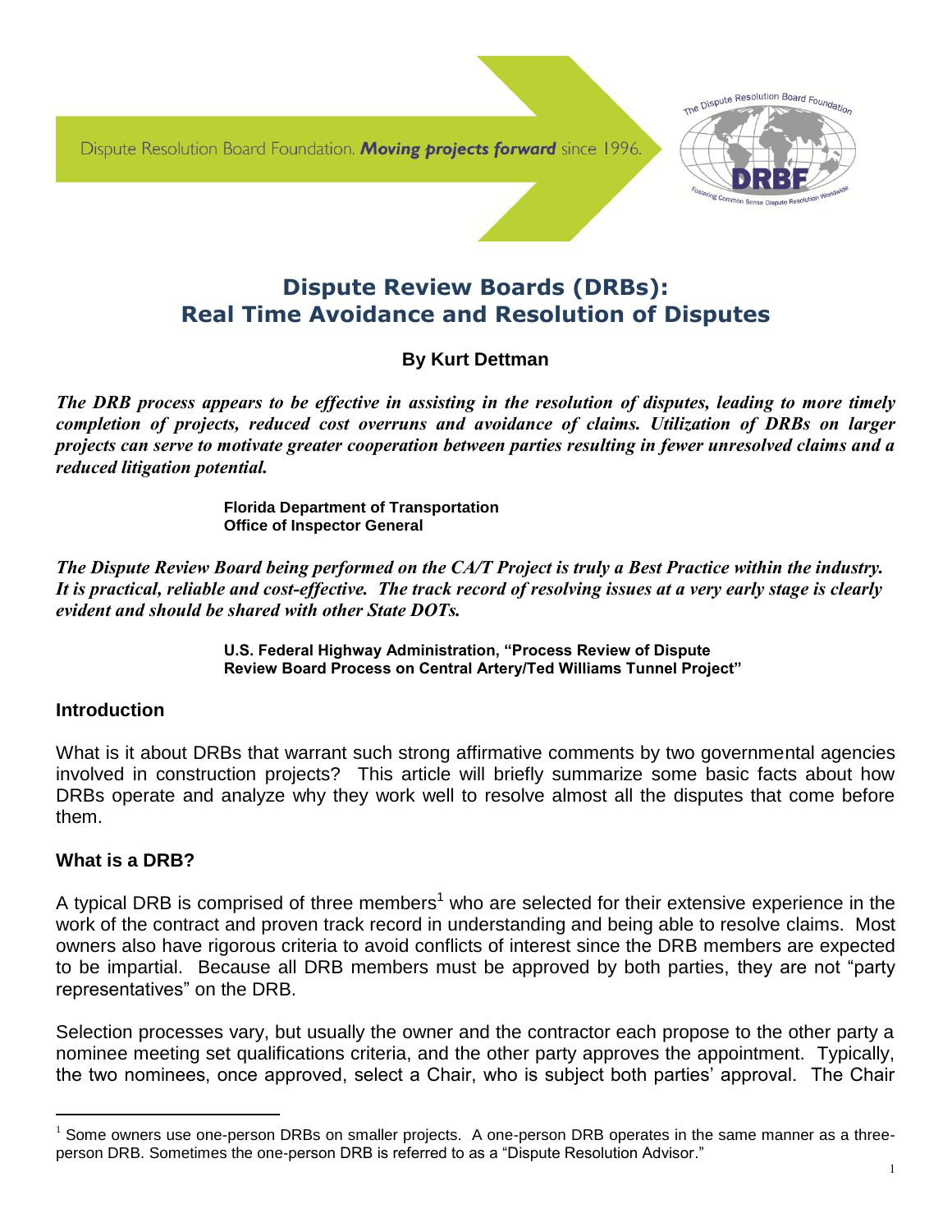Dispute Resolution Board Foundation. ***Moving projects forward*** since 1996.

# Dispute Review Boards (DRBs): Real Time Avoidance and Resolution of Disputes

**By Kurt Dettman**

***The DRB process appears to be effective in assisting in the resolution of disputes, leading to more timely completion of projects, reduced cost overruns and avoidance of claims. Utilization of DRBs on larger projects can serve to motivate greater cooperation between parties resulting in fewer unresolved claims and a reduced litigation potential.***

**Florida Department of Transportation**
**Office of Inspector General**

***The Dispute Review Board being performed on the CA/T Project is truly a Best Practice within the industry. It is practical, reliable and cost-effective. The track record of resolving issues at a very early stage is clearly evident and should be shared with other State DOTs.***

**U.S. Federal Highway Administration, "Process Review of Dispute Review Board Process on Central Artery/Ted Williams Tunnel Project"**

## Introduction

What is it about DRBs that warrant such strong affirmative comments by two governmental agencies involved in construction projects? This article will briefly summarize some basic facts about how DRBs operate and analyze why they work well to resolve almost all the disputes that come before them.

## What is a DRB?

A typical DRB is comprised of three members[1] who are selected for their extensive experience in the work of the contract and proven track record in understanding and being able to resolve claims. Most owners also have rigorous criteria to avoid conflicts of interest since the DRB members are expected to be impartial. Because all DRB members must be approved by both parties, they are not "party representatives" on the DRB.

Selection processes vary, but usually the owner and the contractor each propose to the other party a nominee meeting set qualifications criteria, and the other party approves the appointment. Typically, the two nominees, once approved, select a Chair, who is subject both parties' approval. The Chair

[1] Some owners use one-person DRBs on smaller projects. A one-person DRB operates in the same manner as a three-person DRB. Sometimes the one-person DRB is referred to as a "Dispute Resolution Advisor."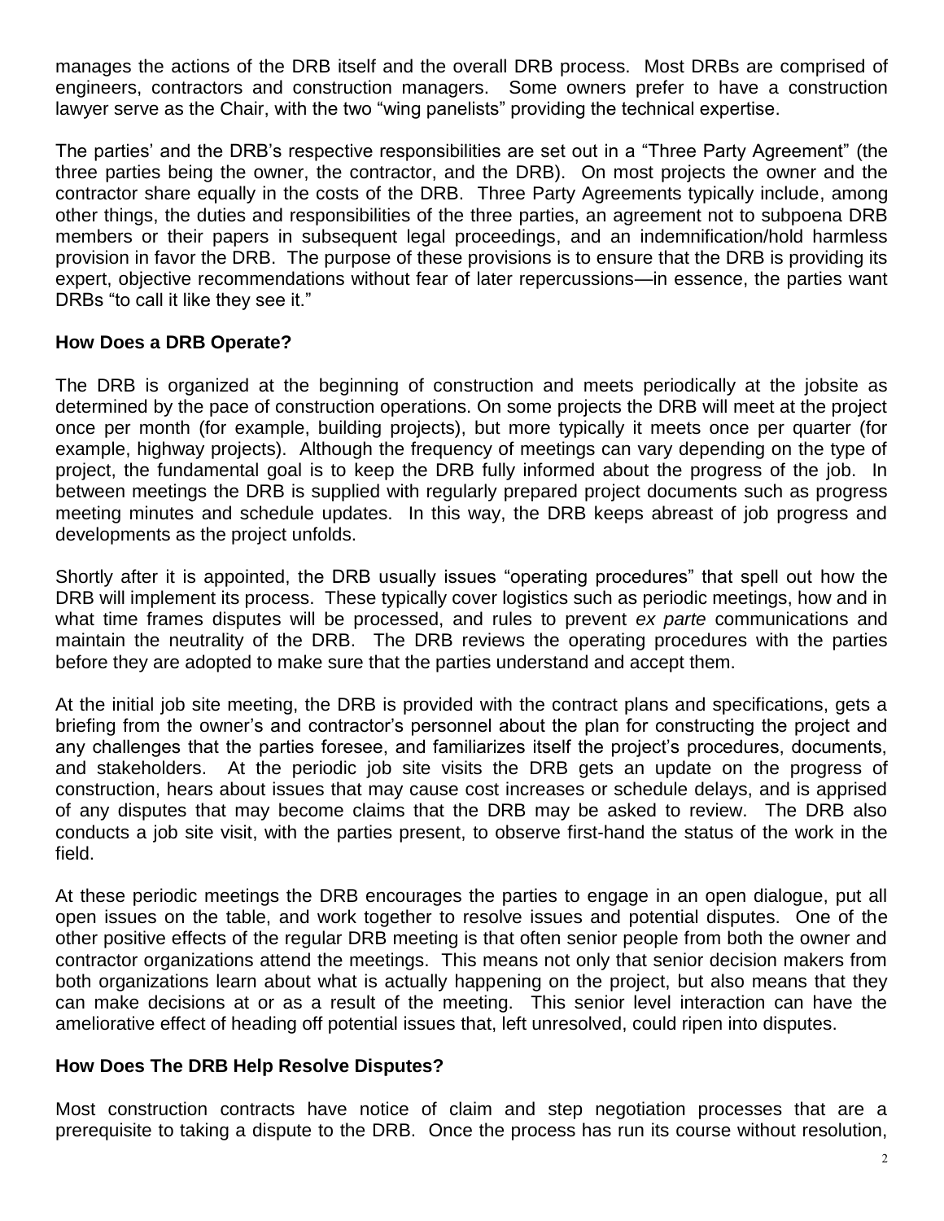manages the actions of the DRB itself and the overall DRB process. Most DRBs are comprised of engineers, contractors and construction managers. Some owners prefer to have a construction lawyer serve as the Chair, with the two "wing panelists" providing the technical expertise.

The parties' and the DRB's respective responsibilities are set out in a "Three Party Agreement" (the three parties being the owner, the contractor, and the DRB). On most projects the owner and the contractor share equally in the costs of the DRB. Three Party Agreements typically include, among other things, the duties and responsibilities of the three parties, an agreement not to subpoena DRB members or their papers in subsequent legal proceedings, and an indemnification/hold harmless provision in favor the DRB. The purpose of these provisions is to ensure that the DRB is providing its expert, objective recommendations without fear of later repercussions—in essence, the parties want DRBs "to call it like they see it."

### How Does a DRB Operate?

The DRB is organized at the beginning of construction and meets periodically at the jobsite as determined by the pace of construction operations. On some projects the DRB will meet at the project once per month (for example, building projects), but more typically it meets once per quarter (for example, highway projects). Although the frequency of meetings can vary depending on the type of project, the fundamental goal is to keep the DRB fully informed about the progress of the job. In between meetings the DRB is supplied with regularly prepared project documents such as progress meeting minutes and schedule updates. In this way, the DRB keeps abreast of job progress and developments as the project unfolds.

Shortly after it is appointed, the DRB usually issues "operating procedures" that spell out how the DRB will implement its process. These typically cover logistics such as periodic meetings, how and in what time frames disputes will be processed, and rules to prevent *ex parte* communications and maintain the neutrality of the DRB. The DRB reviews the operating procedures with the parties before they are adopted to make sure that the parties understand and accept them.

At the initial job site meeting, the DRB is provided with the contract plans and specifications, gets a briefing from the owner's and contractor's personnel about the plan for constructing the project and any challenges that the parties foresee, and familiarizes itself the project's procedures, documents, and stakeholders. At the periodic job site visits the DRB gets an update on the progress of construction, hears about issues that may cause cost increases or schedule delays, and is apprised of any disputes that may become claims that the DRB may be asked to review. The DRB also conducts a job site visit, with the parties present, to observe first-hand the status of the work in the field.

At these periodic meetings the DRB encourages the parties to engage in an open dialogue, put all open issues on the table, and work together to resolve issues and potential disputes. One of the other positive effects of the regular DRB meeting is that often senior people from both the owner and contractor organizations attend the meetings. This means not only that senior decision makers from both organizations learn about what is actually happening on the project, but also means that they can make decisions at or as a result of the meeting. This senior level interaction can have the ameliorative effect of heading off potential issues that, left unresolved, could ripen into disputes.

### How Does The DRB Help Resolve Disputes?

Most construction contracts have notice of claim and step negotiation processes that are a prerequisite to taking a dispute to the DRB. Once the process has run its course without resolution,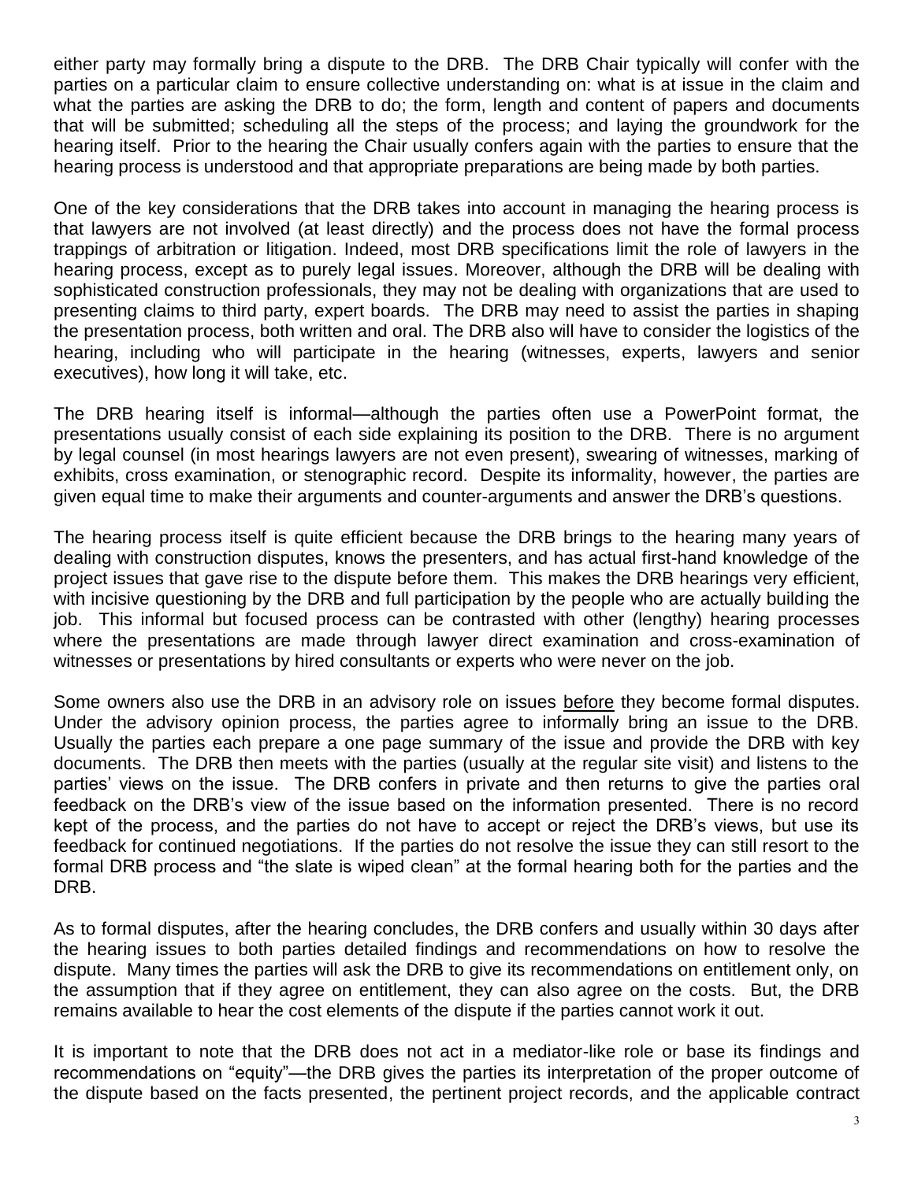either party may formally bring a dispute to the DRB. The DRB Chair typically will confer with the parties on a particular claim to ensure collective understanding on: what is at issue in the claim and what the parties are asking the DRB to do; the form, length and content of papers and documents that will be submitted; scheduling all the steps of the process; and laying the groundwork for the hearing itself. Prior to the hearing the Chair usually confers again with the parties to ensure that the hearing process is understood and that appropriate preparations are being made by both parties.

One of the key considerations that the DRB takes into account in managing the hearing process is that lawyers are not involved (at least directly) and the process does not have the formal process trappings of arbitration or litigation. Indeed, most DRB specifications limit the role of lawyers in the hearing process, except as to purely legal issues. Moreover, although the DRB will be dealing with sophisticated construction professionals, they may not be dealing with organizations that are used to presenting claims to third party, expert boards. The DRB may need to assist the parties in shaping the presentation process, both written and oral. The DRB also will have to consider the logistics of the hearing, including who will participate in the hearing (witnesses, experts, lawyers and senior executives), how long it will take, etc.

The DRB hearing itself is informal—although the parties often use a PowerPoint format, the presentations usually consist of each side explaining its position to the DRB. There is no argument by legal counsel (in most hearings lawyers are not even present), swearing of witnesses, marking of exhibits, cross examination, or stenographic record. Despite its informality, however, the parties are given equal time to make their arguments and counter-arguments and answer the DRB's questions.

The hearing process itself is quite efficient because the DRB brings to the hearing many years of dealing with construction disputes, knows the presenters, and has actual first-hand knowledge of the project issues that gave rise to the dispute before them. This makes the DRB hearings very efficient, with incisive questioning by the DRB and full participation by the people who are actually building the job. This informal but focused process can be contrasted with other (lengthy) hearing processes where the presentations are made through lawyer direct examination and cross-examination of witnesses or presentations by hired consultants or experts who were never on the job.

Some owners also use the DRB in an advisory role on issues <u>before</u> they become formal disputes. Under the advisory opinion process, the parties agree to informally bring an issue to the DRB. Usually the parties each prepare a one page summary of the issue and provide the DRB with key documents. The DRB then meets with the parties (usually at the regular site visit) and listens to the parties' views on the issue. The DRB confers in private and then returns to give the parties oral feedback on the DRB's view of the issue based on the information presented. There is no record kept of the process, and the parties do not have to accept or reject the DRB's views, but use its feedback for continued negotiations. If the parties do not resolve the issue they can still resort to the formal DRB process and "the slate is wiped clean" at the formal hearing both for the parties and the DRB.

As to formal disputes, after the hearing concludes, the DRB confers and usually within 30 days after the hearing issues to both parties detailed findings and recommendations on how to resolve the dispute. Many times the parties will ask the DRB to give its recommendations on entitlement only, on the assumption that if they agree on entitlement, they can also agree on the costs. But, the DRB remains available to hear the cost elements of the dispute if the parties cannot work it out.

It is important to note that the DRB does not act in a mediator-like role or base its findings and recommendations on "equity"—the DRB gives the parties its interpretation of the proper outcome of the dispute based on the facts presented, the pertinent project records, and the applicable contract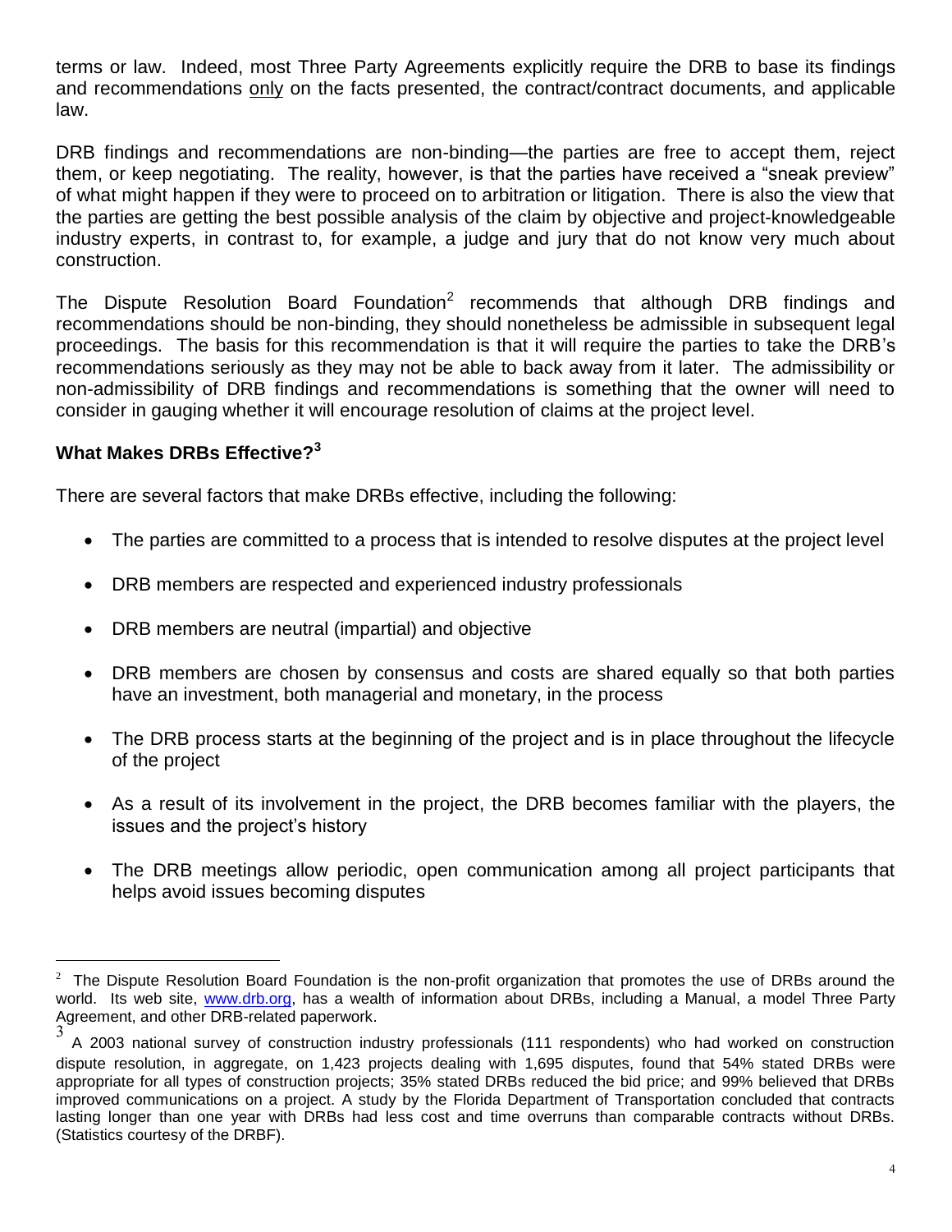terms or law. Indeed, most Three Party Agreements explicitly require the DRB to base its findings and recommendations only on the facts presented, the contract/contract documents, and applicable law.

DRB findings and recommendations are non-binding—the parties are free to accept them, reject them, or keep negotiating. The reality, however, is that the parties have received a "sneak preview" of what might happen if they were to proceed on to arbitration or litigation. There is also the view that the parties are getting the best possible analysis of the claim by objective and project-knowledgeable industry experts, in contrast to, for example, a judge and jury that do not know very much about construction.

The Dispute Resolution Board Foundation[2] recommends that although DRB findings and recommendations should be non-binding, they should nonetheless be admissible in subsequent legal proceedings. The basis for this recommendation is that it will require the parties to take the DRB's recommendations seriously as they may not be able to back away from it later. The admissibility or non-admissibility of DRB findings and recommendations is something that the owner will need to consider in gauging whether it will encourage resolution of claims at the project level.

## What Makes DRBs Effective?[3]

There are several factors that make DRBs effective, including the following:

- The parties are committed to a process that is intended to resolve disputes at the project level
- DRB members are respected and experienced industry professionals
- DRB members are neutral (impartial) and objective
- DRB members are chosen by consensus and costs are shared equally so that both parties have an investment, both managerial and monetary, in the process
- The DRB process starts at the beginning of the project and is in place throughout the lifecycle of the project
- As a result of its involvement in the project, the DRB becomes familiar with the players, the issues and the project's history
- The DRB meetings allow periodic, open communication among all project participants that helps avoid issues becoming disputes

---

[2] The Dispute Resolution Board Foundation is the non-profit organization that promotes the use of DRBs around the world. Its web site, www.drb.org, has a wealth of information about DRBs, including a Manual, a model Three Party Agreement, and other DRB-related paperwork.

[3] A 2003 national survey of construction industry professionals (111 respondents) who had worked on construction dispute resolution, in aggregate, on 1,423 projects dealing with 1,695 disputes, found that 54% stated DRBs were appropriate for all types of construction projects; 35% stated DRBs reduced the bid price; and 99% believed that DRBs improved communications on a project. A study by the Florida Department of Transportation concluded that contracts lasting longer than one year with DRBs had less cost and time overruns than comparable contracts without DRBs. (Statistics courtesy of the DRBF).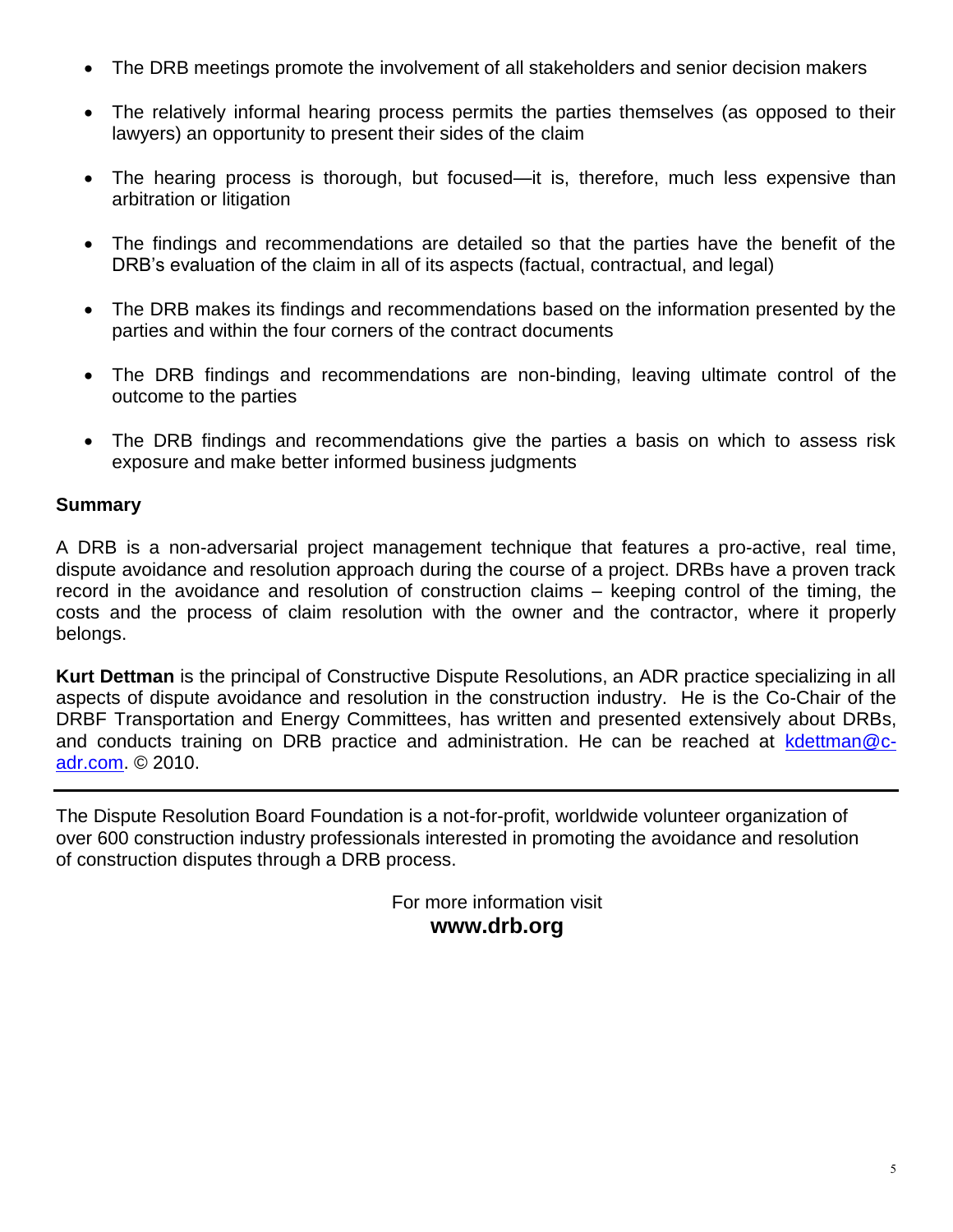- The DRB meetings promote the involvement of all stakeholders and senior decision makers
- The relatively informal hearing process permits the parties themselves (as opposed to their lawyers) an opportunity to present their sides of the claim
- The hearing process is thorough, but focused—it is, therefore, much less expensive than arbitration or litigation
- The findings and recommendations are detailed so that the parties have the benefit of the DRB's evaluation of the claim in all of its aspects (factual, contractual, and legal)
- The DRB makes its findings and recommendations based on the information presented by the parties and within the four corners of the contract documents
- The DRB findings and recommendations are non-binding, leaving ultimate control of the outcome to the parties
- The DRB findings and recommendations give the parties a basis on which to assess risk exposure and make better informed business judgments

**Summary**

A DRB is a non-adversarial project management technique that features a pro-active, real time, dispute avoidance and resolution approach during the course of a project. DRBs have a proven track record in the avoidance and resolution of construction claims – keeping control of the timing, the costs and the process of claim resolution with the owner and the contractor, where it properly belongs.

**Kurt Dettman** is the principal of Constructive Dispute Resolutions, an ADR practice specializing in all aspects of dispute avoidance and resolution in the construction industry. He is the Co-Chair of the DRBF Transportation and Energy Committees, has written and presented extensively about DRBs, and conducts training on DRB practice and administration. He can be reached at kdettman@c-adr.com. © 2010.

---

The Dispute Resolution Board Foundation is a not-for-profit, worldwide volunteer organization of over 600 construction industry professionals interested in promoting the avoidance and resolution of construction disputes through a DRB process.

For more information visit
**www.drb.org**